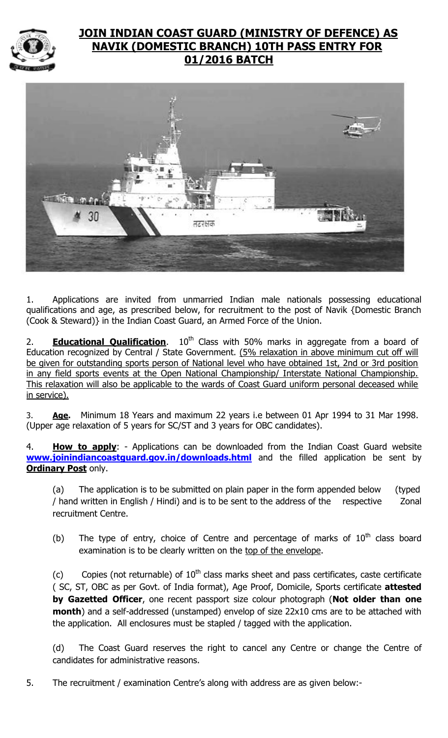# JOIN INDIAN COAST GUARD (MINISTRY OF DEFENCE) AS NAVIK (DOMESTIC BRANCH) 10TH PASS ENTRY FOR 01/2016 BATCH

1. Applications are invited from unmarried Indian male nationals possessing educational qualifications and age, as prescribed below, for recruitment to the post of Navik {Domestic Branch (Cook & Steward)} in the Indian Coast Guard, an Armed Force of the Union.

2. **Educational Qualification**. 10th Class with 50% marks in aggregate from a board of Education recognized by Central / State Government. (5% relaxation in above minimum cut off will be given for outstanding sports person of National level who have obtained 1st, 2nd or 3rd position in any field sports events at the Open National Championship/ Interstate National Championship. This relaxation will also be applicable to the wards of Coast Guard uniform personal deceased while in service).

3. **Age.** Minimum 18 Years and maximum 22 years i.e between 01 Apr 1994 to 31 Mar 1998. (Upper age relaxation of 5 years for SC/ST and 3 years for OBC candidates).

4. **How to apply**: - Applications can be downloaded from the Indian Coast Guard website **www.joinindiancoastguard.gov.in/downloads.html** and the filled application be sent by **Ordinary Post** only.

(a) The application is to be submitted on plain paper in the form appended below (typed / hand written in English / Hindi) and is to be sent to the address of the respective Zonal recruitment Centre.

(b) The type of entry, choice of Centre and percentage of marks of 10th class board examination is to be clearly written on the top of the envelope.

(c) Copies (not returnable) of 10th class marks sheet and pass certificates, caste certificate ( SC, ST, OBC as per Govt. of India format), Age Proof, Domicile, Sports certificate **attested by Gazetted Officer**, one recent passport size colour photograph (**Not older than one month**) and a self-addressed (unstamped) envelop of size 22x10 cms are to be attached with the application. All enclosures must be stapled / tagged with the application.

(d) The Coast Guard reserves the right to cancel any Centre or change the Centre of candidates for administrative reasons.

5. The recruitment / examination Centre's along with address are as given below:-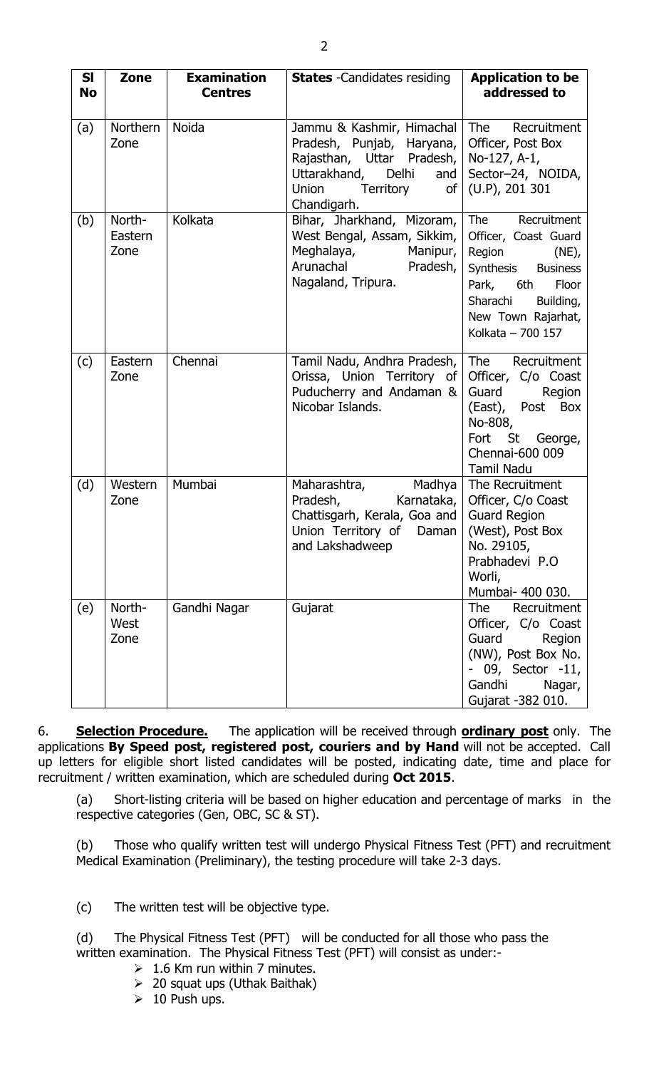| Sl No | Zone | Examination Centres | States -Candidates residing | Application to be addressed to |
|---|---|---|---|---|
| (a) | Northern Zone | Noida | Jammu & Kashmir, Himachal Pradesh, Punjab, Haryana, Rajasthan, Uttar Pradesh, Uttarakhand, Delhi and Union Territory of Chandigarh. | The Recruitment Officer, Post Box No-127, A-1, Sector–24, NOIDA, (U.P), 201 301 |
| (b) | North-Eastern Zone | Kolkata | Bihar, Jharkhand, Mizoram, West Bengal, Assam, Sikkim, Meghalaya, Manipur, Arunachal Pradesh, Nagaland, Tripura. | The Recruitment Officer, Coast Guard Region (NE), Synthesis Business Park, 6th Floor Sharachi Building, New Town Rajarhat, Kolkata – 700 157 |
| (c) | Eastern Zone | Chennai | Tamil Nadu, Andhra Pradesh, Orissa, Union Territory of Puducherry and Andaman & Nicobar Islands. | The Recruitment Officer, C/o Coast Guard Region (East), Post Box No-808, Fort St George, Chennai-600 009 Tamil Nadu |
| (d) | Western Zone | Mumbai | Maharashtra, Madhya Pradesh, Karnataka, Chattisgarh, Kerala, Goa and Union Territory of Daman and Lakshadweep | The Recruitment Officer, C/o Coast Guard Region (West), Post Box No. 29105, Prabhadevi P.O Worli, Mumbai- 400 030. |
| (e) | North-West Zone | Gandhi Nagar | Gujarat | The Recruitment Officer, C/o Coast Guard Region (NW), Post Box No. - 09, Sector -11, Gandhi Nagar, Gujarat -382 010. |

6. **Selection Procedure.** The application will be received through **ordinary post** only. The applications **By Speed post, registered post, couriers and by Hand** will not be accepted. Call up letters for eligible short listed candidates will be posted, indicating date, time and place for recruitment / written examination, which are scheduled during **Oct 2015**.

(a) Short-listing criteria will be based on higher education and percentage of marks in the respective categories (Gen, OBC, SC & ST).

(b) Those who qualify written test will undergo Physical Fitness Test (PFT) and recruitment Medical Examination (Preliminary), the testing procedure will take 2-3 days.

(c) The written test will be objective type.

(d) The Physical Fitness Test (PFT) will be conducted for all those who pass the written examination. The Physical Fitness Test (PFT) will consist as under:-

- 1.6 Km run within 7 minutes.
- 20 squat ups (Uthak Baithak)
- 10 Push ups.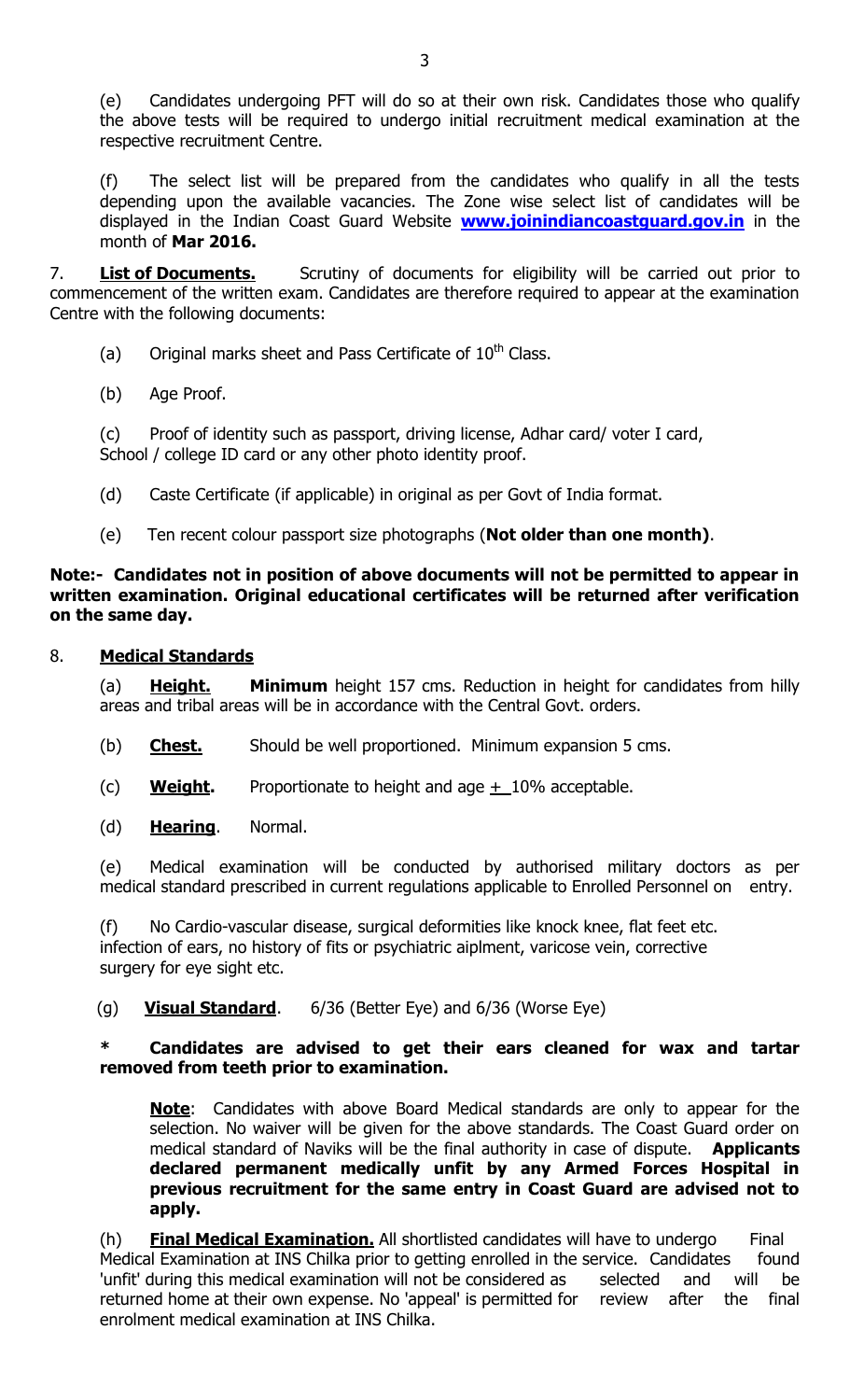(e) Candidates undergoing PFT will do so at their own risk. Candidates those who qualify the above tests will be required to undergo initial recruitment medical examination at the respective recruitment Centre.

(f) The select list will be prepared from the candidates who qualify in all the tests depending upon the available vacancies. The Zone wise select list of candidates will be displayed in the Indian Coast Guard Website **www.joinindiancoastguard.gov.in** in the month of **Mar 2016.**

7. **List of Documents.** Scrutiny of documents for eligibility will be carried out prior to commencement of the written exam. Candidates are therefore required to appear at the examination Centre with the following documents:

(a) Original marks sheet and Pass Certificate of 10th Class.

(b) Age Proof.

(c) Proof of identity such as passport, driving license, Adhar card/ voter I card, School / college ID card or any other photo identity proof.

(d) Caste Certificate (if applicable) in original as per Govt of India format.

(e) Ten recent colour passport size photographs (**Not older than one month)**.

**Note:- Candidates not in position of above documents will not be permitted to appear in written examination. Original educational certificates will be returned after verification on the same day.**

8. **Medical Standards**

(a) **Height.** **Minimum** height 157 cms. Reduction in height for candidates from hilly areas and tribal areas will be in accordance with the Central Govt. orders.

(b) **Chest.** Should be well proportioned. Minimum expansion 5 cms.

(c) **Weight.** Proportionate to height and age $\pm$ 10% acceptable.

(d) **Hearing**. Normal.

(e) Medical examination will be conducted by authorised military doctors as per medical standard prescribed in current regulations applicable to Enrolled Personnel on entry.

(f) No Cardio-vascular disease, surgical deformities like knock knee, flat feet etc. infection of ears, no history of fits or psychiatric aiplment, varicose vein, corrective surgery for eye sight etc.

(g) **Visual Standard**. 6/36 (Better Eye) and 6/36 (Worse Eye)

**\* Candidates are advised to get their ears cleaned for wax and tartar removed from teeth prior to examination.**

**Note**: Candidates with above Board Medical standards are only to appear for the selection. No waiver will be given for the above standards. The Coast Guard order on medical standard of Naviks will be the final authority in case of dispute. **Applicants declared permanent medically unfit by any Armed Forces Hospital in previous recruitment for the same entry in Coast Guard are advised not to apply.**

(h) **Final Medical Examination.** All shortlisted candidates will have to undergo Final Medical Examination at INS Chilka prior to getting enrolled in the service. Candidates found 'unfit' during this medical examination will not be considered as selected and will be returned home at their own expense. No 'appeal' is permitted for review after the final enrolment medical examination at INS Chilka.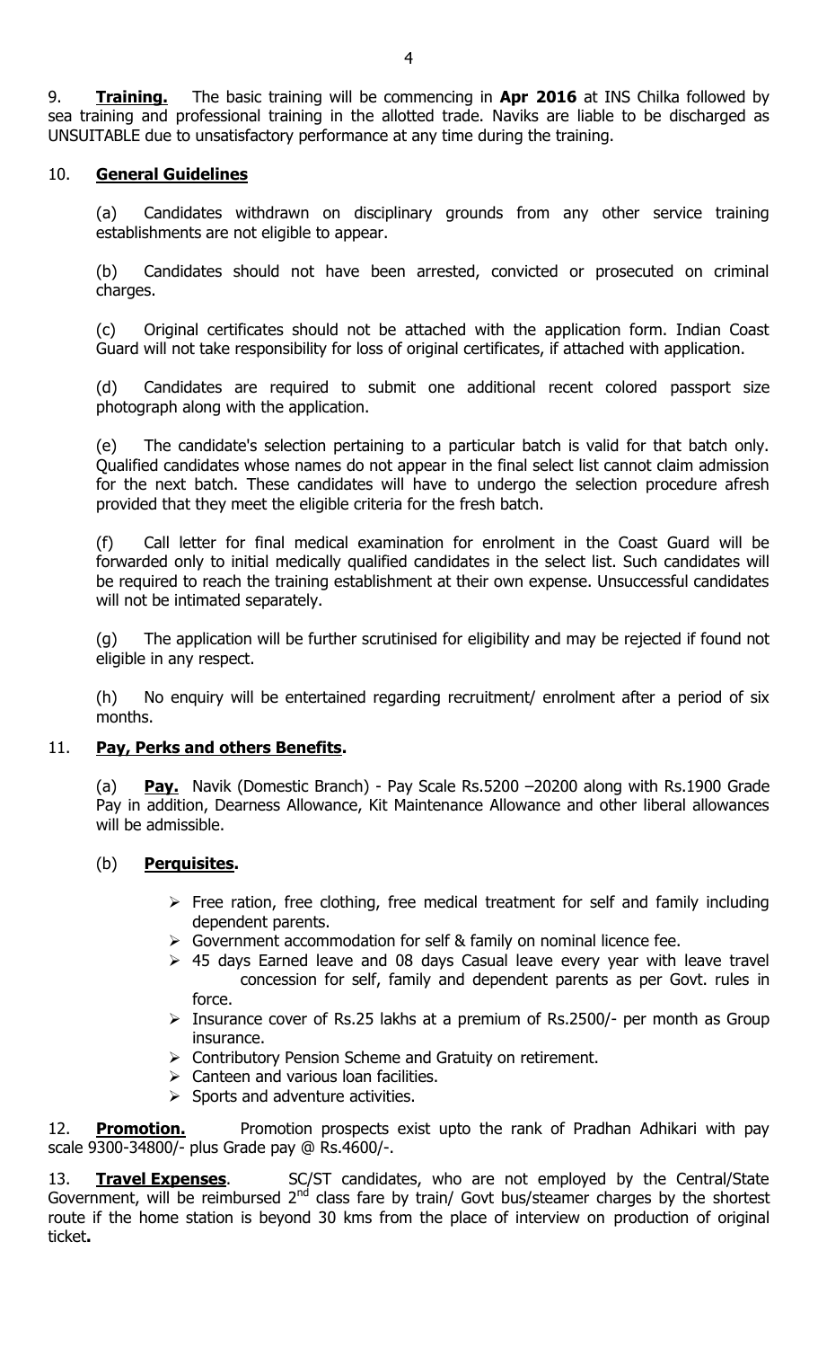9. **Training.** The basic training will be commencing in **Apr 2016** at INS Chilka followed by sea training and professional training in the allotted trade. Naviks are liable to be discharged as UNSUITABLE due to unsatisfactory performance at any time during the training.

10. **General Guidelines**

(a) Candidates withdrawn on disciplinary grounds from any other service training establishments are not eligible to appear.

(b) Candidates should not have been arrested, convicted or prosecuted on criminal charges.

(c) Original certificates should not be attached with the application form. Indian Coast Guard will not take responsibility for loss of original certificates, if attached with application.

(d) Candidates are required to submit one additional recent colored passport size photograph along with the application.

(e) The candidate's selection pertaining to a particular batch is valid for that batch only. Qualified candidates whose names do not appear in the final select list cannot claim admission for the next batch. These candidates will have to undergo the selection procedure afresh provided that they meet the eligible criteria for the fresh batch.

(f) Call letter for final medical examination for enrolment in the Coast Guard will be forwarded only to initial medically qualified candidates in the select list. Such candidates will be required to reach the training establishment at their own expense. Unsuccessful candidates will not be intimated separately.

(g) The application will be further scrutinised for eligibility and may be rejected if found not eligible in any respect.

(h) No enquiry will be entertained regarding recruitment/ enrolment after a period of six months.

11. **Pay, Perks and others Benefits.**

(a) **Pay.** Navik (Domestic Branch) - Pay Scale Rs.5200 –20200 along with Rs.1900 Grade Pay in addition, Dearness Allowance, Kit Maintenance Allowance and other liberal allowances will be admissible.

(b) **Perquisites.**

- Free ration, free clothing, free medical treatment for self and family including dependent parents.
- Government accommodation for self & family on nominal licence fee.
- 45 days Earned leave and 08 days Casual leave every year with leave travel concession for self, family and dependent parents as per Govt. rules in force.
- Insurance cover of Rs.25 lakhs at a premium of Rs.2500/- per month as Group insurance.
- Contributory Pension Scheme and Gratuity on retirement.
- Canteen and various loan facilities.
- Sports and adventure activities.

12. **Promotion.** Promotion prospects exist upto the rank of Pradhan Adhikari with pay scale 9300-34800/- plus Grade pay @ Rs.4600/-.

13. **Travel Expenses**. SC/ST candidates, who are not employed by the Central/State Government, will be reimbursed 2nd class fare by train/ Govt bus/steamer charges by the shortest route if the home station is beyond 30 kms from the place of interview on production of original ticket**.**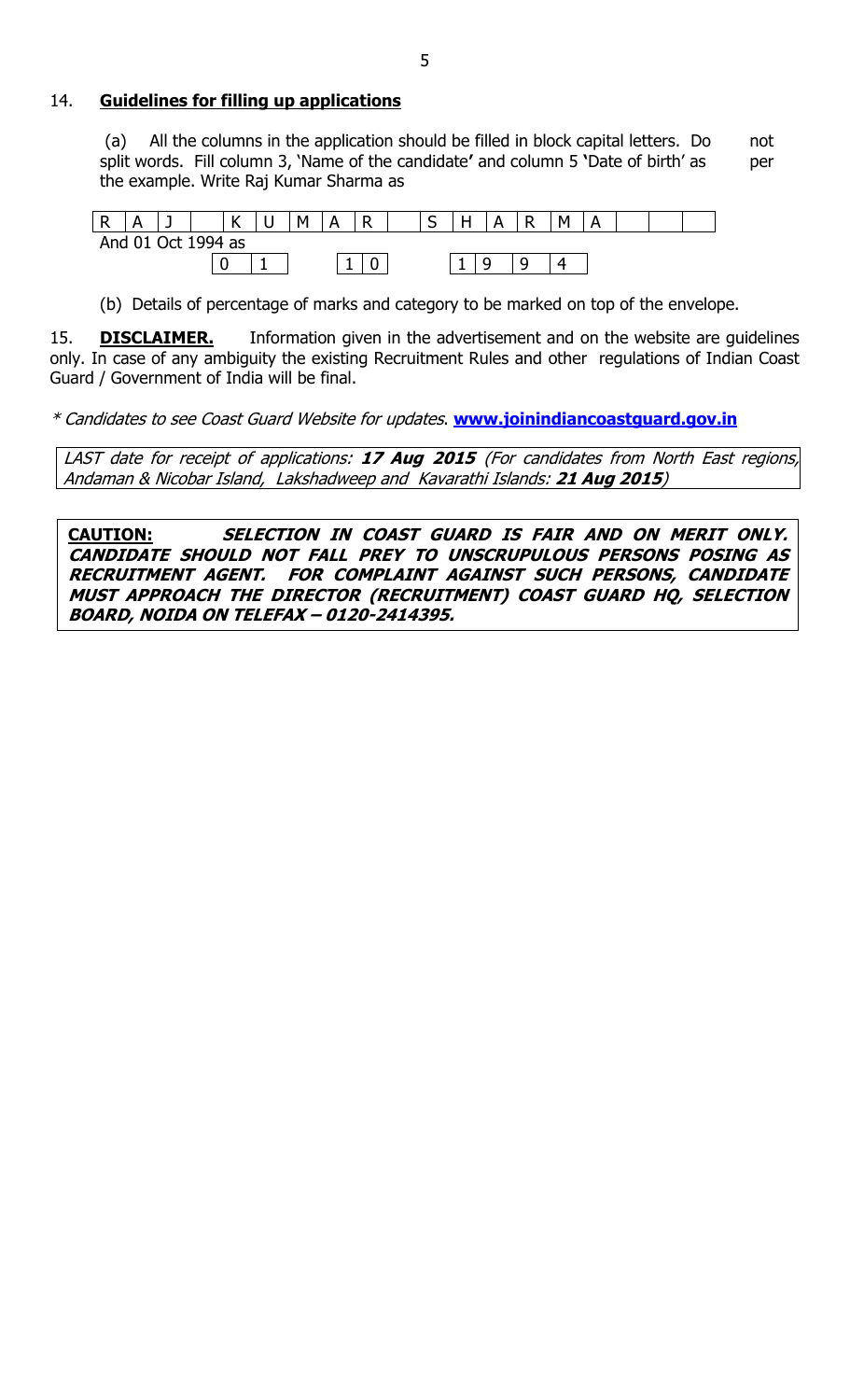14. **Guidelines for filling up applications**

(a) All the columns in the application should be filled in block capital letters. Do not split words. Fill column 3, 'Name of the candidate' and column 5 'Date of birth' as per the example. Write Raj Kumar Sharma as

| R | A | J | | K | U | M | A | R | | S | H | A | R | M | A | | | |
|---|---|---|---|---|---|---|---|---|---|---|---|---|---|---|---|---|---|---|

And 01 Oct 1994 as

| 0 | 1 | | 1 | 0 | | 1 | 9 | 9 | 4 |
|---|---|---|---|---|---|---|---|---|---|

(b) Details of percentage of marks and category to be marked on top of the envelope.

15. **DISCLAIMER.** Information given in the advertisement and on the website are guidelines only. In case of any ambiguity the existing Recruitment Rules and other regulations of Indian Coast Guard / Government of India will be final.

*\* Candidates to see Coast Guard Website for updates.* **www.joinindiancoastguard.gov.in**

*LAST date for receipt of applications:* ***17 Aug 2015*** *(For candidates from North East regions, Andaman & Nicobar Island, Lakshadweep and Kavarathi Islands:* ***21 Aug 2015****)*

**CAUTION:** ***SELECTION IN COAST GUARD IS FAIR AND ON MERIT ONLY. CANDIDATE SHOULD NOT FALL PREY TO UNSCRUPULOUS PERSONS POSING AS RECRUITMENT AGENT. FOR COMPLAINT AGAINST SUCH PERSONS, CANDIDATE MUST APPROACH THE DIRECTOR (RECRUITMENT) COAST GUARD HQ, SELECTION BOARD, NOIDA ON TELEFAX – 0120-2414395.***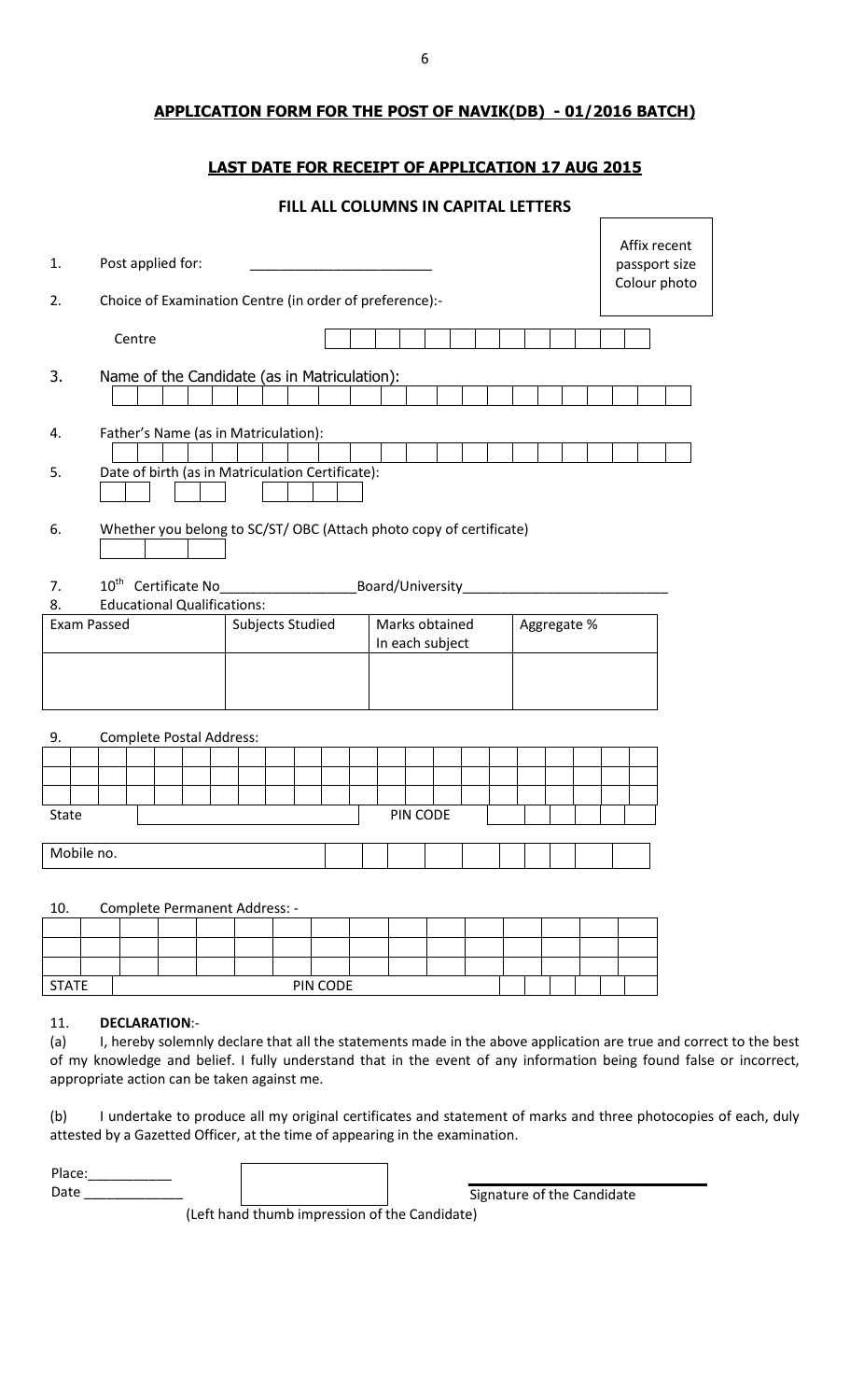## APPLICATION FORM FOR THE POST OF NAVIK(DB) - 01/2016 BATCH)

### LAST DATE FOR RECEIPT OF APPLICATION 17 AUG 2015

**FILL ALL COLUMNS IN CAPITAL LETTERS**

Affix recent passport size Colour photo

1. Post applied for: ______________________

2. Choice of Examination Centre (in order of preference):-

   Centre

3. Name of the Candidate (as in Matriculation):

4. Father's Name (as in Matriculation):

5. Date of birth (as in Matriculation Certificate):

6. Whether you belong to SC/ST/ OBC (Attach photo copy of certificate)

7. 10th Certificate No_________________Board/University__________________________

8. Educational Qualifications:

| Exam Passed | Subjects Studied | Marks obtained In each subject | Aggregate % |
|---|---|---|---|
| | | | |

9. Complete Postal Address:

| | | |
|---|---|---|
| State | | PIN CODE |
| Mobile no. | | |

10. Complete Permanent Address: -

| | | |
|---|---|---|
| STATE | PIN CODE | |

11. **DECLARATION**:-

(a) I, hereby solemnly declare that all the statements made in the above application are true and correct to the best of my knowledge and belief. I fully understand that in the event of any information being found false or incorrect, appropriate action can be taken against me.

(b) I undertake to produce all my original certificates and statement of marks and three photocopies of each, duly attested by a Gazetted Officer, at the time of appearing in the examination.

Place:___________

Date _____________

(Left hand thumb impression of the Candidate)

Signature of the Candidate